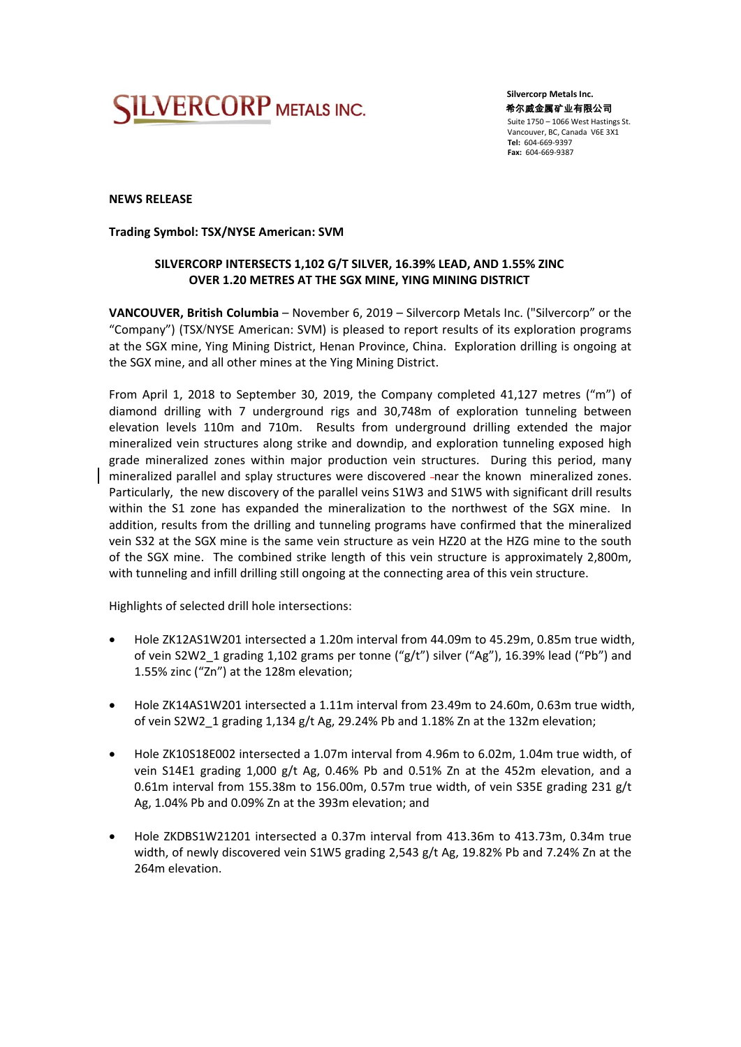Silvercorp Metals Inc.
希尔威金属矿业有限公司
Suite 1750 – 1066 West Hastings St.
Vancouver, BC, Canada V6E 3X1
**Tel:** 604-669-9397
**Fax:** 604-669-9387

**NEWS RELEASE**

**Trading Symbol: TSX/NYSE American: SVM**

**SILVERCORP INTERSECTS 1,102 G/T SILVER, 16.39% LEAD, AND 1.55% ZINC OVER 1.20 METRES AT THE SGX MINE, YING MINING DISTRICT**

**VANCOUVER, British Columbia** – November 6, 2019 – Silvercorp Metals Inc. ("Silvercorp" or the "Company") (TSX/NYSE American: SVM) is pleased to report results of its exploration programs at the SGX mine, Ying Mining District, Henan Province, China. Exploration drilling is ongoing at the SGX mine, and all other mines at the Ying Mining District.

From April 1, 2018 to September 30, 2019, the Company completed 41,127 metres ("m") of diamond drilling with 7 underground rigs and 30,748m of exploration tunneling between elevation levels 110m and 710m. Results from underground drilling extended the major mineralized vein structures along strike and downdip, and exploration tunneling exposed high grade mineralized zones within major production vein structures. During this period, many mineralized parallel and splay structures were discovered near the known mineralized zones. Particularly, the new discovery of the parallel veins S1W3 and S1W5 with significant drill results within the S1 zone has expanded the mineralization to the northwest of the SGX mine. In addition, results from the drilling and tunneling programs have confirmed that the mineralized vein S32 at the SGX mine is the same vein structure as vein HZ20 at the HZG mine to the south of the SGX mine. The combined strike length of this vein structure is approximately 2,800m, with tunneling and infill drilling still ongoing at the connecting area of this vein structure.

Highlights of selected drill hole intersections:

- Hole ZK12AS1W201 intersected a 1.20m interval from 44.09m to 45.29m, 0.85m true width, of vein S2W2_1 grading 1,102 grams per tonne ("g/t") silver ("Ag"), 16.39% lead ("Pb") and 1.55% zinc ("Zn") at the 128m elevation;

- Hole ZK14AS1W201 intersected a 1.11m interval from 23.49m to 24.60m, 0.63m true width, of vein S2W2_1 grading 1,134 g/t Ag, 29.24% Pb and 1.18% Zn at the 132m elevation;

- Hole ZK10S18E002 intersected a 1.07m interval from 4.96m to 6.02m, 1.04m true width, of vein S14E1 grading 1,000 g/t Ag, 0.46% Pb and 0.51% Zn at the 452m elevation, and a 0.61m interval from 155.38m to 156.00m, 0.57m true width, of vein S35E grading 231 g/t Ag, 1.04% Pb and 0.09% Zn at the 393m elevation; and

- Hole ZKDBS1W21201 intersected a 0.37m interval from 413.36m to 413.73m, 0.34m true width, of newly discovered vein S1W5 grading 2,543 g/t Ag, 19.82% Pb and 7.24% Zn at the 264m elevation.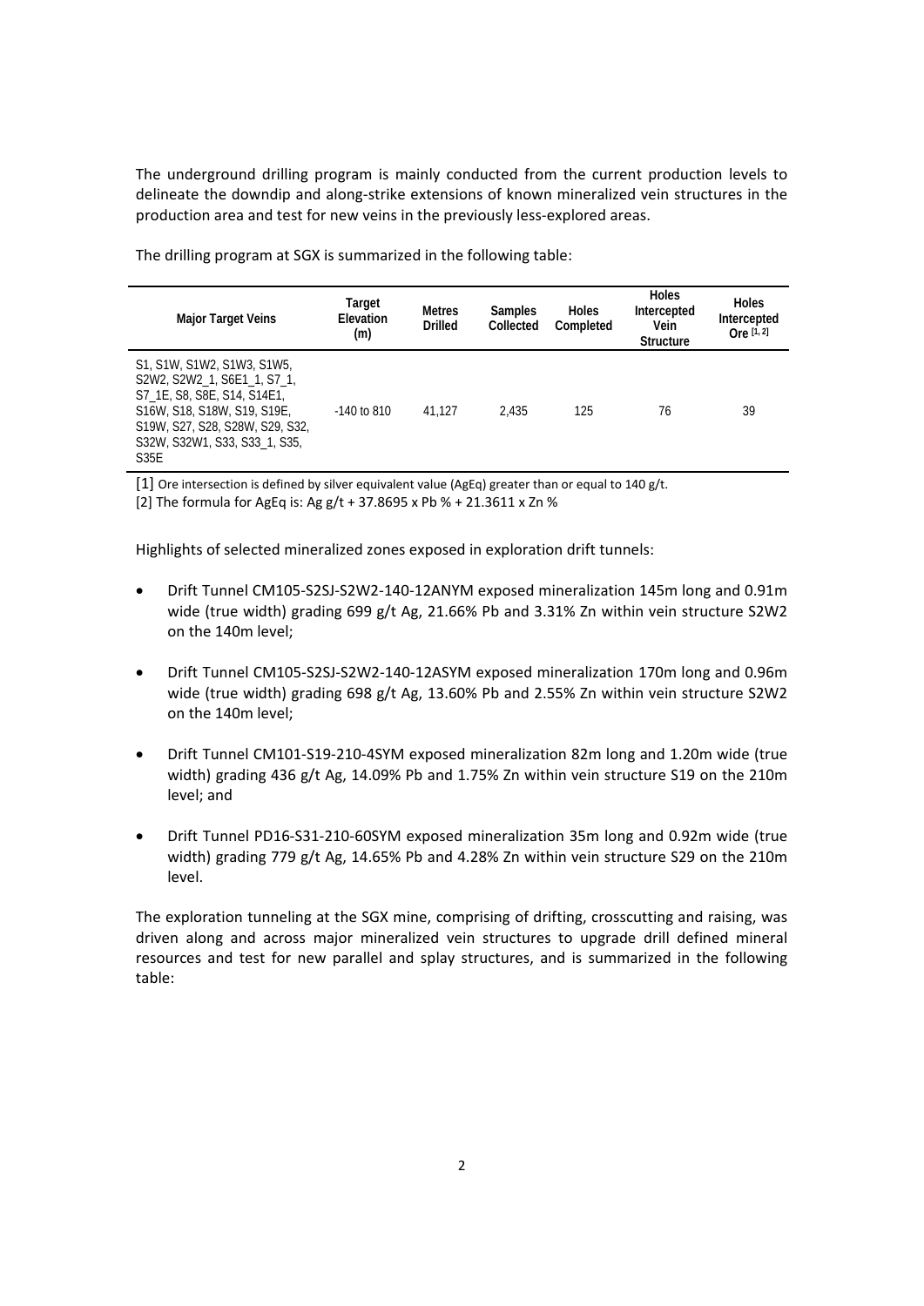The underground drilling program is mainly conducted from the current production levels to delineate the downdip and along-strike extensions of known mineralized vein structures in the production area and test for new veins in the previously less-explored areas.

The drilling program at SGX is summarized in the following table:

| Major Target Veins | Target Elevation (m) | Metres Drilled | Samples Collected | Holes Completed | Holes Intercepted Vein Structure | Holes Intercepted Ore [1, 2] |
|---|---|---|---|---|---|---|
| S1, S1W, S1W2, S1W3, S1W5, S2W2, S2W2_1, S6E1_1, S7_1, S7_1E, S8, S8E, S14, S14E1, S16W, S18, S18W, S19, S19E, S19W, S27, S28, S28W, S29, S32, S32W, S32W1, S33, S33_1, S35, S35E | -140 to 810 | 41,127 | 2,435 | 125 | 76 | 39 |

[1] Ore intersection is defined by silver equivalent value (AgEq) greater than or equal to 140 g/t.

[2] The formula for AgEq is: Ag g/t + 37.8695 x Pb % + 21.3611 x Zn %

Highlights of selected mineralized zones exposed in exploration drift tunnels:

- Drift Tunnel CM105-S2SJ-S2W2-140-12ANYM exposed mineralization 145m long and 0.91m wide (true width) grading 699 g/t Ag, 21.66% Pb and 3.31% Zn within vein structure S2W2 on the 140m level;
- Drift Tunnel CM105-S2SJ-S2W2-140-12ASYM exposed mineralization 170m long and 0.96m wide (true width) grading 698 g/t Ag, 13.60% Pb and 2.55% Zn within vein structure S2W2 on the 140m level;
- Drift Tunnel CM101-S19-210-4SYM exposed mineralization 82m long and 1.20m wide (true width) grading 436 g/t Ag, 14.09% Pb and 1.75% Zn within vein structure S19 on the 210m level; and
- Drift Tunnel PD16-S31-210-60SYM exposed mineralization 35m long and 0.92m wide (true width) grading 779 g/t Ag, 14.65% Pb and 4.28% Zn within vein structure S29 on the 210m level.

The exploration tunneling at the SGX mine, comprising of drifting, crosscutting and raising, was driven along and across major mineralized vein structures to upgrade drill defined mineral resources and test for new parallel and splay structures, and is summarized in the following table: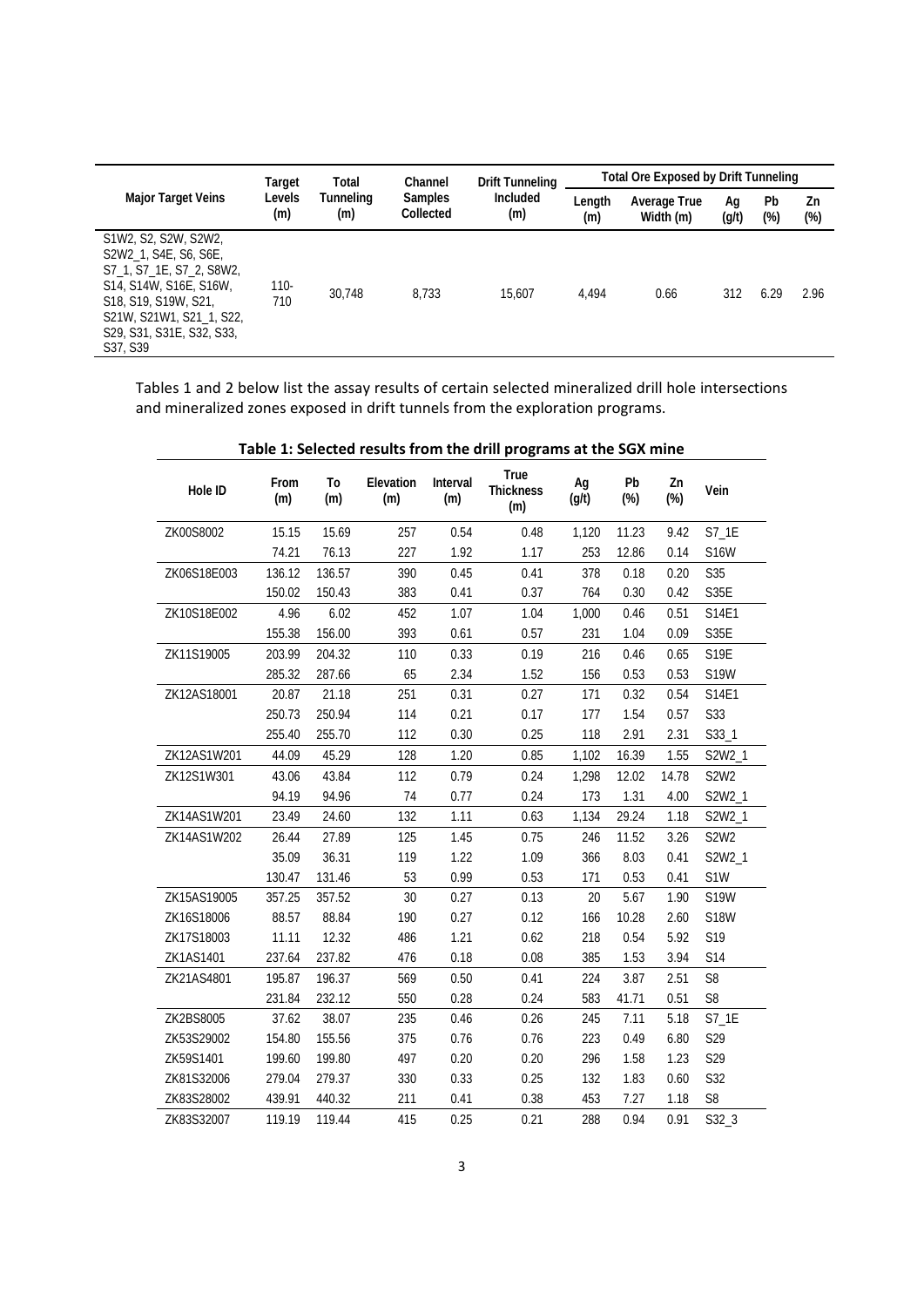| Major Target Veins | Target Levels (m) | Total Tunneling (m) | Channel Samples Collected | Drift Tunneling Included (m) | Total Ore Exposed by Drift Tunneling | | | | |
|---|---|---|---|---|---|---|---|---|---|
| | | | | | Length (m) | Average True Width (m) | Ag (g/t) | Pb (%) | Zn (%) |
| S1W2, S2, S2W, S2W2, S2W2_1, S4E, S6, S6E, S7_1, S7_1E, S7_2, S8W2, S14, S14W, S16E, S16W, S18, S19, S19W, S21, S21W, S21W1, S21_1, S22, S29, S31, S31E, S32, S33, S37, S39 | 110-710 | 30,748 | 8,733 | 15,607 | 4,494 | 0.66 | 312 | 6.29 | 2.96 |

Tables 1 and 2 below list the assay results of certain selected mineralized drill hole intersections and mineralized zones exposed in drift tunnels from the exploration programs.

**Table 1: Selected results from the drill programs at the SGX mine**

| Hole ID | From (m) | To (m) | Elevation (m) | Interval (m) | True Thickness (m) | Ag (g/t) | Pb (%) | Zn (%) | Vein |
|---|---|---|---|---|---|---|---|---|---|
| ZK00S8002 | 15.15 | 15.69 | 257 | 0.54 | 0.48 | 1,120 | 11.23 | 9.42 | S7_1E |
| | 74.21 | 76.13 | 227 | 1.92 | 1.17 | 253 | 12.86 | 0.14 | S16W |
| ZK06S18E003 | 136.12 | 136.57 | 390 | 0.45 | 0.41 | 378 | 0.18 | 0.20 | S35 |
| | 150.02 | 150.43 | 383 | 0.41 | 0.37 | 764 | 0.30 | 0.42 | S35E |
| ZK10S18E002 | 4.96 | 6.02 | 452 | 1.07 | 1.04 | 1,000 | 0.46 | 0.51 | S14E1 |
| | 155.38 | 156.00 | 393 | 0.61 | 0.57 | 231 | 1.04 | 0.09 | S35E |
| ZK11S19005 | 203.99 | 204.32 | 110 | 0.33 | 0.19 | 216 | 0.46 | 0.65 | S19E |
| | 285.32 | 287.66 | 65 | 2.34 | 1.52 | 156 | 0.53 | 0.53 | S19W |
| ZK12AS18001 | 20.87 | 21.18 | 251 | 0.31 | 0.27 | 171 | 0.32 | 0.54 | S14E1 |
| | 250.73 | 250.94 | 114 | 0.21 | 0.17 | 177 | 1.54 | 0.57 | S33 |
| | 255.40 | 255.70 | 112 | 0.30 | 0.25 | 118 | 2.91 | 2.31 | S33_1 |
| ZK12AS1W201 | 44.09 | 45.29 | 128 | 1.20 | 0.85 | 1,102 | 16.39 | 1.55 | S2W2_1 |
| ZK12S1W301 | 43.06 | 43.84 | 112 | 0.79 | 0.24 | 1,298 | 12.02 | 14.78 | S2W2 |
| | 94.19 | 94.96 | 74 | 0.77 | 0.24 | 173 | 1.31 | 4.00 | S2W2_1 |
| ZK14AS1W201 | 23.49 | 24.60 | 132 | 1.11 | 0.63 | 1,134 | 29.24 | 1.18 | S2W2_1 |
| ZK14AS1W202 | 26.44 | 27.89 | 125 | 1.45 | 0.75 | 246 | 11.52 | 3.26 | S2W2 |
| | 35.09 | 36.31 | 119 | 1.22 | 1.09 | 366 | 8.03 | 0.41 | S2W2_1 |
| | 130.47 | 131.46 | 53 | 0.99 | 0.53 | 171 | 0.53 | 0.41 | S1W |
| ZK15AS19005 | 357.25 | 357.52 | 30 | 0.27 | 0.13 | 20 | 5.67 | 1.90 | S19W |
| ZK16S18006 | 88.57 | 88.84 | 190 | 0.27 | 0.12 | 166 | 10.28 | 2.60 | S18W |
| ZK17S18003 | 11.11 | 12.32 | 486 | 1.21 | 0.62 | 218 | 0.54 | 5.92 | S19 |
| ZK1AS1401 | 237.64 | 237.82 | 476 | 0.18 | 0.08 | 385 | 1.53 | 3.94 | S14 |
| ZK21AS4801 | 195.87 | 196.37 | 569 | 0.50 | 0.41 | 224 | 3.87 | 2.51 | S8 |
| | 231.84 | 232.12 | 550 | 0.28 | 0.24 | 583 | 41.71 | 0.51 | S8 |
| ZK2BS8005 | 37.62 | 38.07 | 235 | 0.46 | 0.26 | 245 | 7.11 | 5.18 | S7_1E |
| ZK53S29002 | 154.80 | 155.56 | 375 | 0.76 | 0.76 | 223 | 0.49 | 6.80 | S29 |
| ZK59S1401 | 199.60 | 199.80 | 497 | 0.20 | 0.20 | 296 | 1.58 | 1.23 | S29 |
| ZK81S32006 | 279.04 | 279.37 | 330 | 0.33 | 0.25 | 132 | 1.83 | 0.60 | S32 |
| ZK83S28002 | 439.91 | 440.32 | 211 | 0.41 | 0.38 | 453 | 7.27 | 1.18 | S8 |
| ZK83S32007 | 119.19 | 119.44 | 415 | 0.25 | 0.21 | 288 | 0.94 | 0.91 | S32_3 |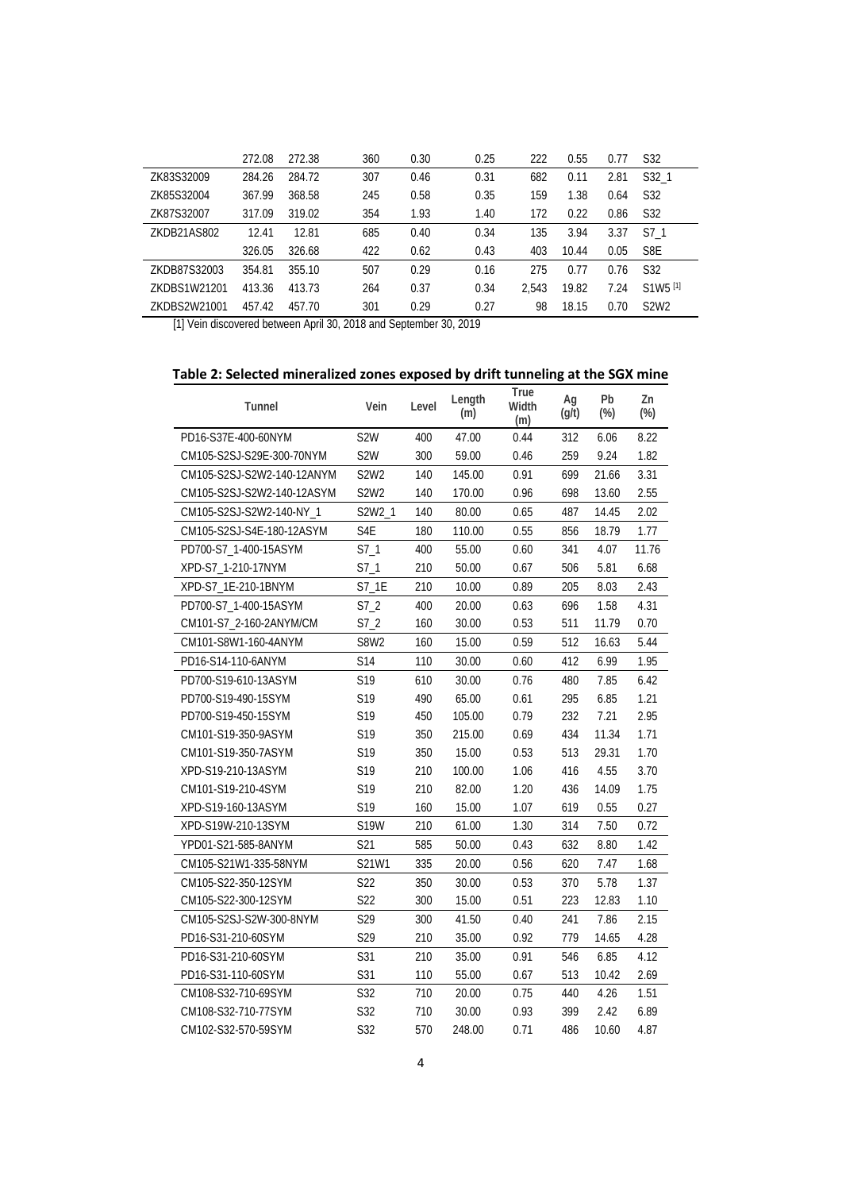| | 272.08 | 272.38 | 360 | 0.30 | 0.25 | 222 | 0.55 | 0.77 | S32 |
|---|---|---|---|---|---|---|---|---|---|
| ZK83S32009 | 284.26 | 284.72 | 307 | 0.46 | 0.31 | 682 | 0.11 | 2.81 | S32_1 |
| ZK85S32004 | 367.99 | 368.58 | 245 | 0.58 | 0.35 | 159 | 1.38 | 0.64 | S32 |
| ZK87S32007 | 317.09 | 319.02 | 354 | 1.93 | 1.40 | 172 | 0.22 | 0.86 | S32 |
| ZKDB21AS802 | 12.41 | 12.81 | 685 | 0.40 | 0.34 | 135 | 3.94 | 3.37 | S7_1 |
| | 326.05 | 326.68 | 422 | 0.62 | 0.43 | 403 | 10.44 | 0.05 | S8E |
| ZKDB87S32003 | 354.81 | 355.10 | 507 | 0.29 | 0.16 | 275 | 0.77 | 0.76 | S32 |
| ZKDBS1W21201 | 413.36 | 413.73 | 264 | 0.37 | 0.34 | 2,543 | 19.82 | 7.24 | S1W5 [1] |
| ZKDBS2W21001 | 457.42 | 457.70 | 301 | 0.29 | 0.27 | 98 | 18.15 | 0.70 | S2W2 |

[1] Vein discovered between April 30, 2018 and September 30, 2019

**Table 2: Selected mineralized zones exposed by drift tunneling at the SGX mine**

| Tunnel | Vein | Level | Length (m) | True Width (m) | Ag (g/t) | Pb (%) | Zn (%) |
|---|---|---|---|---|---|---|---|
| PD16-S37E-400-60NYM | S2W | 400 | 47.00 | 0.44 | 312 | 6.06 | 8.22 |
| CM105-S2SJ-S29E-300-70NYM | S2W | 300 | 59.00 | 0.46 | 259 | 9.24 | 1.82 |
| CM105-S2SJ-S2W2-140-12ANYM | S2W2 | 140 | 145.00 | 0.91 | 699 | 21.66 | 3.31 |
| CM105-S2SJ-S2W2-140-12ASYM | S2W2 | 140 | 170.00 | 0.96 | 698 | 13.60 | 2.55 |
| CM105-S2SJ-S2W2-140-NY_1 | S2W2_1 | 140 | 80.00 | 0.65 | 487 | 14.45 | 2.02 |
| CM105-S2SJ-S4E-180-12ASYM | S4E | 180 | 110.00 | 0.55 | 856 | 18.79 | 1.77 |
| PD700-S7_1-400-15ASYM | S7_1 | 400 | 55.00 | 0.60 | 341 | 4.07 | 11.76 |
| XPD-S7_1-210-17NYM | S7_1 | 210 | 50.00 | 0.67 | 506 | 5.81 | 6.68 |
| XPD-S7_1E-210-1BNYM | S7_1E | 210 | 10.00 | 0.89 | 205 | 8.03 | 2.43 |
| PD700-S7_1-400-15ASYM | S7_2 | 400 | 20.00 | 0.63 | 696 | 1.58 | 4.31 |
| CM101-S7_2-160-2ANYM/CM | S7_2 | 160 | 30.00 | 0.53 | 511 | 11.79 | 0.70 |
| CM101-S8W1-160-4ANYM | S8W2 | 160 | 15.00 | 0.59 | 512 | 16.63 | 5.44 |
| PD16-S14-110-6ANYM | S14 | 110 | 30.00 | 0.60 | 412 | 6.99 | 1.95 |
| PD700-S19-610-13ASYM | S19 | 610 | 30.00 | 0.76 | 480 | 7.85 | 6.42 |
| PD700-S19-490-15SYM | S19 | 490 | 65.00 | 0.61 | 295 | 6.85 | 1.21 |
| PD700-S19-450-15SYM | S19 | 450 | 105.00 | 0.79 | 232 | 7.21 | 2.95 |
| CM101-S19-350-9ASYM | S19 | 350 | 215.00 | 0.69 | 434 | 11.34 | 1.71 |
| CM101-S19-350-7ASYM | S19 | 350 | 15.00 | 0.53 | 513 | 29.31 | 1.70 |
| XPD-S19-210-13ASYM | S19 | 210 | 100.00 | 1.06 | 416 | 4.55 | 3.70 |
| CM101-S19-210-4SYM | S19 | 210 | 82.00 | 1.20 | 436 | 14.09 | 1.75 |
| XPD-S19-160-13ASYM | S19 | 160 | 15.00 | 1.07 | 619 | 0.55 | 0.27 |
| XPD-S19W-210-13SYM | S19W | 210 | 61.00 | 1.30 | 314 | 7.50 | 0.72 |
| YPD01-S21-585-8ANYM | S21 | 585 | 50.00 | 0.43 | 632 | 8.80 | 1.42 |
| CM105-S21W1-335-58NYM | S21W1 | 335 | 20.00 | 0.56 | 620 | 7.47 | 1.68 |
| CM105-S22-350-12SYM | S22 | 350 | 30.00 | 0.53 | 370 | 5.78 | 1.37 |
| CM105-S22-300-12SYM | S22 | 300 | 15.00 | 0.51 | 223 | 12.83 | 1.10 |
| CM105-S2SJ-S2W-300-8NYM | S29 | 300 | 41.50 | 0.40 | 241 | 7.86 | 2.15 |
| PD16-S31-210-60SYM | S29 | 210 | 35.00 | 0.92 | 779 | 14.65 | 4.28 |
| PD16-S31-210-60SYM | S31 | 210 | 35.00 | 0.91 | 546 | 6.85 | 4.12 |
| PD16-S31-110-60SYM | S31 | 110 | 55.00 | 0.67 | 513 | 10.42 | 2.69 |
| CM108-S32-710-69SYM | S32 | 710 | 20.00 | 0.75 | 440 | 4.26 | 1.51 |
| CM108-S32-710-77SYM | S32 | 710 | 30.00 | 0.93 | 399 | 2.42 | 6.89 |
| CM102-S32-570-59SYM | S32 | 570 | 248.00 | 0.71 | 486 | 10.60 | 4.87 |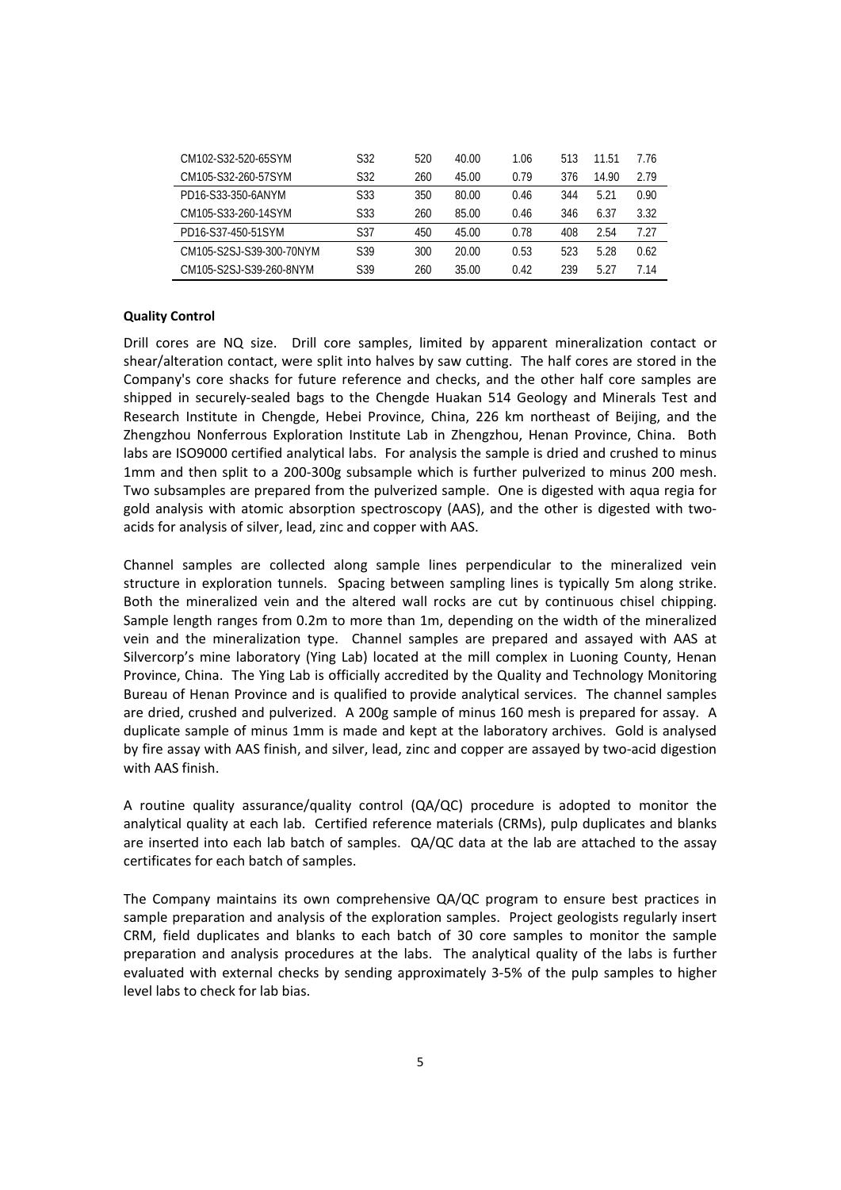| | | | | | | | |
|---|---|---|---|---|---|---|---|
| CM102-S32-520-65SYM | S32 | 520 | 40.00 | 1.06 | 513 | 11.51 | 7.76 |
| CM105-S32-260-57SYM | S32 | 260 | 45.00 | 0.79 | 376 | 14.90 | 2.79 |
| PD16-S33-350-6ANYM | S33 | 350 | 80.00 | 0.46 | 344 | 5.21 | 0.90 |
| CM105-S33-260-14SYM | S33 | 260 | 85.00 | 0.46 | 346 | 6.37 | 3.32 |
| PD16-S37-450-51SYM | S37 | 450 | 45.00 | 0.78 | 408 | 2.54 | 7.27 |
| CM105-S2SJ-S39-300-70NYM | S39 | 300 | 20.00 | 0.53 | 523 | 5.28 | 0.62 |
| CM105-S2SJ-S39-260-8NYM | S39 | 260 | 35.00 | 0.42 | 239 | 5.27 | 7.14 |

**Quality Control**

Drill cores are NQ size. Drill core samples, limited by apparent mineralization contact or shear/alteration contact, were split into halves by saw cutting. The half cores are stored in the Company's core shacks for future reference and checks, and the other half core samples are shipped in securely-sealed bags to the Chengde Huakan 514 Geology and Minerals Test and Research Institute in Chengde, Hebei Province, China, 226 km northeast of Beijing, and the Zhengzhou Nonferrous Exploration Institute Lab in Zhengzhou, Henan Province, China. Both labs are ISO9000 certified analytical labs. For analysis the sample is dried and crushed to minus 1mm and then split to a 200-300g subsample which is further pulverized to minus 200 mesh. Two subsamples are prepared from the pulverized sample. One is digested with aqua regia for gold analysis with atomic absorption spectroscopy (AAS), and the other is digested with two-acids for analysis of silver, lead, zinc and copper with AAS.

Channel samples are collected along sample lines perpendicular to the mineralized vein structure in exploration tunnels. Spacing between sampling lines is typically 5m along strike. Both the mineralized vein and the altered wall rocks are cut by continuous chisel chipping. Sample length ranges from 0.2m to more than 1m, depending on the width of the mineralized vein and the mineralization type. Channel samples are prepared and assayed with AAS at Silvercorp's mine laboratory (Ying Lab) located at the mill complex in Luoning County, Henan Province, China. The Ying Lab is officially accredited by the Quality and Technology Monitoring Bureau of Henan Province and is qualified to provide analytical services. The channel samples are dried, crushed and pulverized. A 200g sample of minus 160 mesh is prepared for assay. A duplicate sample of minus 1mm is made and kept at the laboratory archives. Gold is analysed by fire assay with AAS finish, and silver, lead, zinc and copper are assayed by two-acid digestion with AAS finish.

A routine quality assurance/quality control (QA/QC) procedure is adopted to monitor the analytical quality at each lab. Certified reference materials (CRMs), pulp duplicates and blanks are inserted into each lab batch of samples. QA/QC data at the lab are attached to the assay certificates for each batch of samples.

The Company maintains its own comprehensive QA/QC program to ensure best practices in sample preparation and analysis of the exploration samples. Project geologists regularly insert CRM, field duplicates and blanks to each batch of 30 core samples to monitor the sample preparation and analysis procedures at the labs. The analytical quality of the labs is further evaluated with external checks by sending approximately 3-5% of the pulp samples to higher level labs to check for lab bias.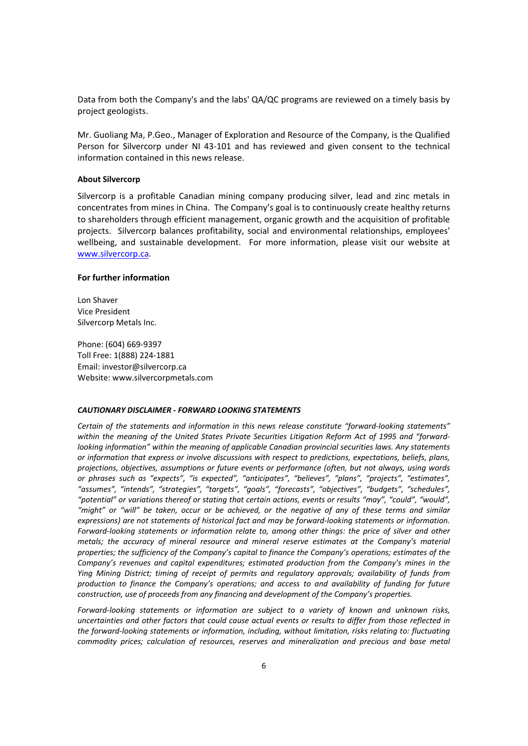Data from both the Company's and the labs' QA/QC programs are reviewed on a timely basis by project geologists.

Mr. Guoliang Ma, P.Geo., Manager of Exploration and Resource of the Company, is the Qualified Person for Silvercorp under NI 43-101 and has reviewed and given consent to the technical information contained in this news release.

**About Silvercorp**

Silvercorp is a profitable Canadian mining company producing silver, lead and zinc metals in concentrates from mines in China. The Company's goal is to continuously create healthy returns to shareholders through efficient management, organic growth and the acquisition of profitable projects. Silvercorp balances profitability, social and environmental relationships, employees' wellbeing, and sustainable development. For more information, please visit our website at www.silvercorp.ca.

**For further information**

Lon Shaver
Vice President
Silvercorp Metals Inc.

Phone: (604) 669-9397
Toll Free: 1(888) 224-1881
Email: investor@silvercorp.ca
Website: www.silvercorpmetals.com

***CAUTIONARY DISCLAIMER - FORWARD LOOKING STATEMENTS***

*Certain of the statements and information in this news release constitute "forward-looking statements" within the meaning of the United States Private Securities Litigation Reform Act of 1995 and "forward-looking information" within the meaning of applicable Canadian provincial securities laws. Any statements or information that express or involve discussions with respect to predictions, expectations, beliefs, plans, projections, objectives, assumptions or future events or performance (often, but not always, using words or phrases such as "expects", "is expected", "anticipates", "believes", "plans", "projects", "estimates", "assumes", "intends", "strategies", "targets", "goals", "forecasts", "objectives", "budgets", "schedules", "potential" or variations thereof or stating that certain actions, events or results "may", "could", "would", "might" or "will" be taken, occur or be achieved, or the negative of any of these terms and similar expressions) are not statements of historical fact and may be forward-looking statements or information. Forward-looking statements or information relate to, among other things: the price of silver and other metals; the accuracy of mineral resource and mineral reserve estimates at the Company's material properties; the sufficiency of the Company's capital to finance the Company's operations; estimates of the Company's revenues and capital expenditures; estimated production from the Company's mines in the Ying Mining District; timing of receipt of permits and regulatory approvals; availability of funds from production to finance the Company's operations; and access to and availability of funding for future construction, use of proceeds from any financing and development of the Company's properties.*

*Forward-looking statements or information are subject to a variety of known and unknown risks, uncertainties and other factors that could cause actual events or results to differ from those reflected in the forward-looking statements or information, including, without limitation, risks relating to: fluctuating commodity prices; calculation of resources, reserves and mineralization and precious and base metal*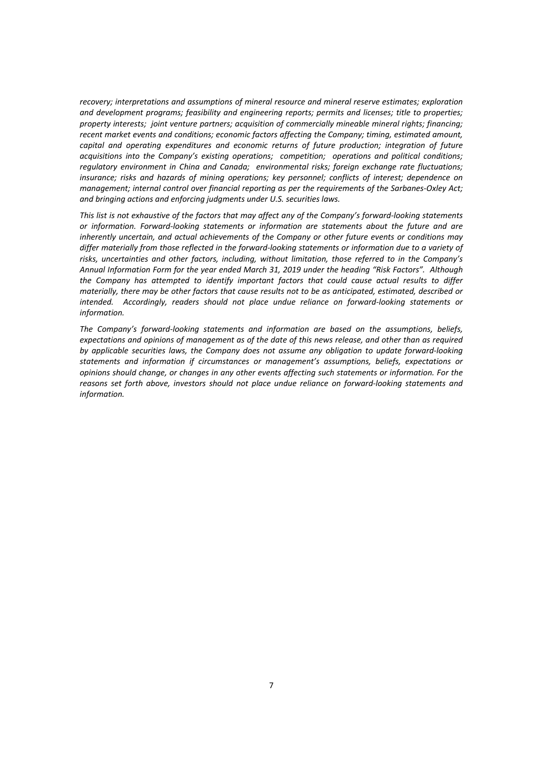*recovery; interpretations and assumptions of mineral resource and mineral reserve estimates; exploration and development programs; feasibility and engineering reports; permits and licenses; title to properties; property interests; joint venture partners; acquisition of commercially mineable mineral rights; financing; recent market events and conditions; economic factors affecting the Company; timing, estimated amount, capital and operating expenditures and economic returns of future production; integration of future acquisitions into the Company's existing operations; competition; operations and political conditions; regulatory environment in China and Canada; environmental risks; foreign exchange rate fluctuations; insurance; risks and hazards of mining operations; key personnel; conflicts of interest; dependence on management; internal control over financial reporting as per the requirements of the Sarbanes-Oxley Act; and bringing actions and enforcing judgments under U.S. securities laws.*

*This list is not exhaustive of the factors that may affect any of the Company's forward-looking statements or information. Forward-looking statements or information are statements about the future and are inherently uncertain, and actual achievements of the Company or other future events or conditions may differ materially from those reflected in the forward-looking statements or information due to a variety of risks, uncertainties and other factors, including, without limitation, those referred to in the Company's Annual Information Form for the year ended March 31, 2019 under the heading "Risk Factors". Although the Company has attempted to identify important factors that could cause actual results to differ materially, there may be other factors that cause results not to be as anticipated, estimated, described or intended. Accordingly, readers should not place undue reliance on forward-looking statements or information.*

*The Company's forward-looking statements and information are based on the assumptions, beliefs, expectations and opinions of management as of the date of this news release, and other than as required by applicable securities laws, the Company does not assume any obligation to update forward-looking statements and information if circumstances or management's assumptions, beliefs, expectations or opinions should change, or changes in any other events affecting such statements or information. For the reasons set forth above, investors should not place undue reliance on forward-looking statements and information.*